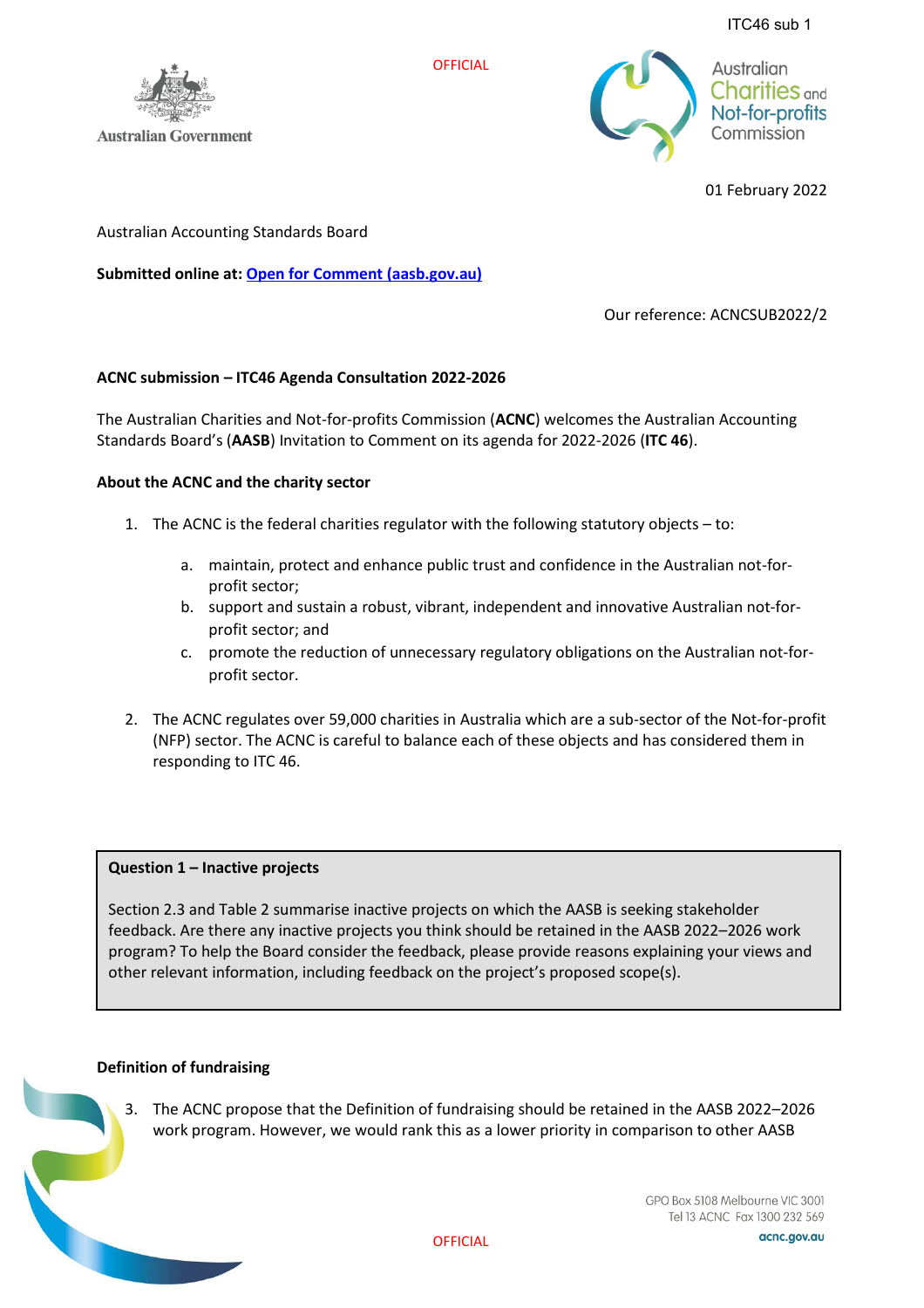ITC46 sub 1

OFFICIAL

Australian Government

Australian Charities and Not-for-profits Commission

01 February 2022

Australian Accounting Standards Board

**Submitted online at: [Open for Comment (aasb.gov.au)]**

Our reference: ACNCSUB2022/2

**ACNC submission – ITC46 Agenda Consultation 2022-2026**

The Australian Charities and Not-for-profits Commission (**ACNC**) welcomes the Australian Accounting Standards Board's (**AASB**) Invitation to Comment on its agenda for 2022-2026 (**ITC 46**).

**About the ACNC and the charity sector**

1. The ACNC is the federal charities regulator with the following statutory objects – to:

    a. maintain, protect and enhance public trust and confidence in the Australian not-for-profit sector;
    b. support and sustain a robust, vibrant, independent and innovative Australian not-for-profit sector; and
    c. promote the reduction of unnecessary regulatory obligations on the Australian not-for-profit sector.

2. The ACNC regulates over 59,000 charities in Australia which are a sub-sector of the Not-for-profit (NFP) sector. The ACNC is careful to balance each of these objects and has considered them in responding to ITC 46.

> **Question 1 – Inactive projects**
>
> Section 2.3 and Table 2 summarise inactive projects on which the AASB is seeking stakeholder feedback. Are there any inactive projects you think should be retained in the AASB 2022–2026 work program? To help the Board consider the feedback, please provide reasons explaining your views and other relevant information, including feedback on the project's proposed scope(s).

**Definition of fundraising**

3. The ACNC propose that the Definition of fundraising should be retained in the AASB 2022–2026 work program. However, we would rank this as a lower priority in comparison to other AASB

OFFICIAL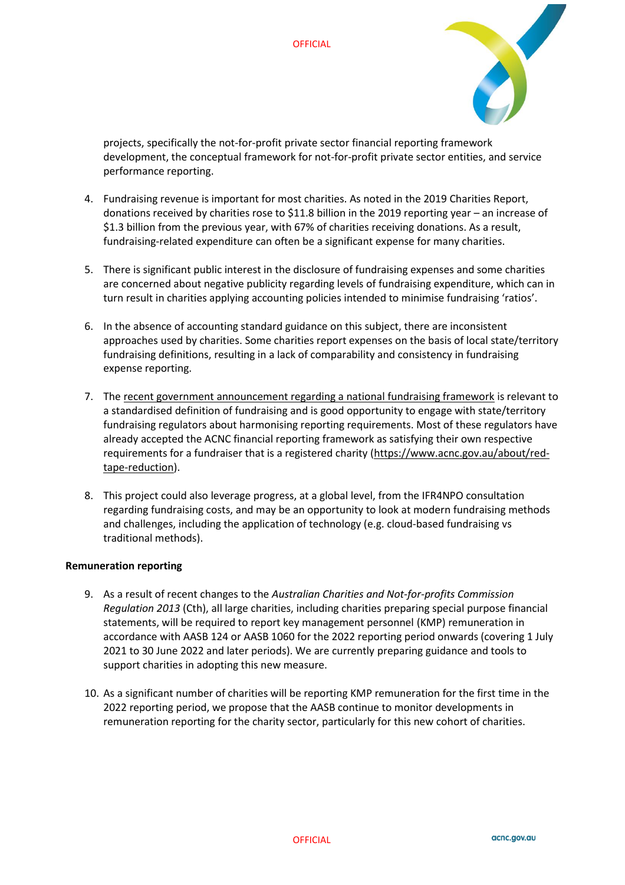projects, specifically the not-for-profit private sector financial reporting framework development, the conceptual framework for not-for-profit private sector entities, and service performance reporting.

4. Fundraising revenue is important for most charities. As noted in the 2019 Charities Report, donations received by charities rose to $11.8 billion in the 2019 reporting year – an increase of $1.3 billion from the previous year, with 67% of charities receiving donations. As a result, fundraising-related expenditure can often be a significant expense for many charities.

5. There is significant public interest in the disclosure of fundraising expenses and some charities are concerned about negative publicity regarding levels of fundraising expenditure, which can in turn result in charities applying accounting policies intended to minimise fundraising 'ratios'.

6. In the absence of accounting standard guidance on this subject, there are inconsistent approaches used by charities. Some charities report expenses on the basis of local state/territory fundraising definitions, resulting in a lack of comparability and consistency in fundraising expense reporting.

7. The recent government announcement regarding a national fundraising framework is relevant to a standardised definition of fundraising and is good opportunity to engage with state/territory fundraising regulators about harmonising reporting requirements. Most of these regulators have already accepted the ACNC financial reporting framework as satisfying their own respective requirements for a fundraiser that is a registered charity (https://www.acnc.gov.au/about/red-tape-reduction).

8. This project could also leverage progress, at a global level, from the IFR4NPO consultation regarding fundraising costs, and may be an opportunity to look at modern fundraising methods and challenges, including the application of technology (e.g. cloud-based fundraising vs traditional methods).

**Remuneration reporting**

9. As a result of recent changes to the *Australian Charities and Not-for-profits Commission Regulation 2013* (Cth), all large charities, including charities preparing special purpose financial statements, will be required to report key management personnel (KMP) remuneration in accordance with AASB 124 or AASB 1060 for the 2022 reporting period onwards (covering 1 July 2021 to 30 June 2022 and later periods). We are currently preparing guidance and tools to support charities in adopting this new measure.

10. As a significant number of charities will be reporting KMP remuneration for the first time in the 2022 reporting period, we propose that the AASB continue to monitor developments in remuneration reporting for the charity sector, particularly for this new cohort of charities.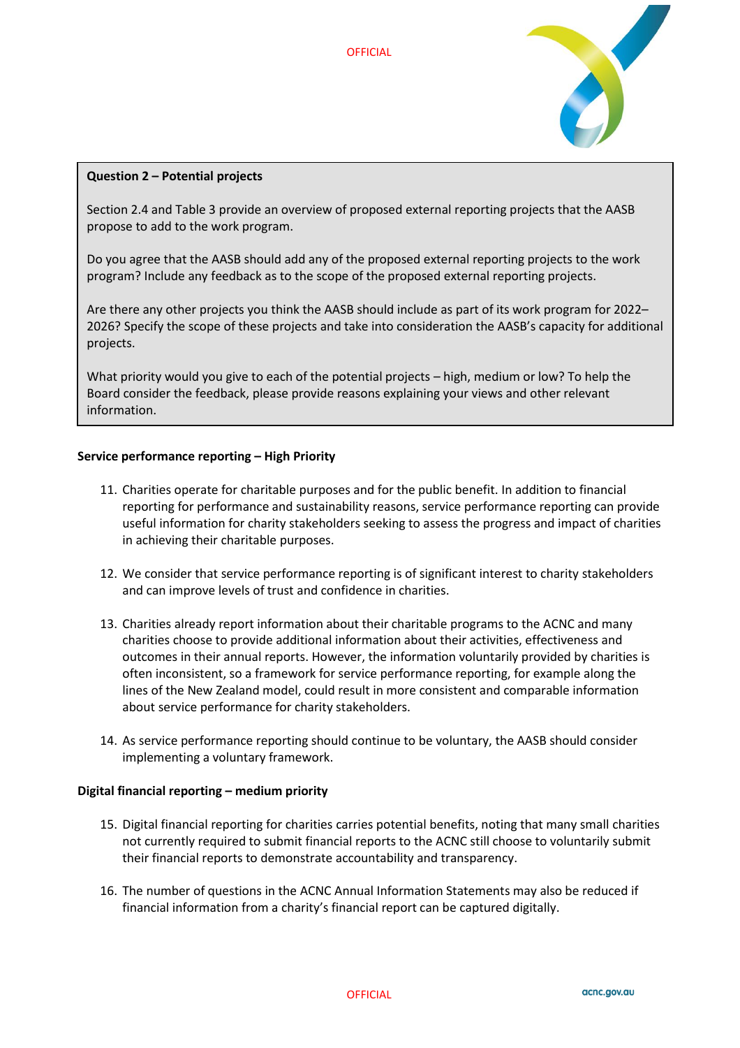**Question 2 – Potential projects**

Section 2.4 and Table 3 provide an overview of proposed external reporting projects that the AASB propose to add to the work program.

Do you agree that the AASB should add any of the proposed external reporting projects to the work program? Include any feedback as to the scope of the proposed external reporting projects.

Are there any other projects you think the AASB should include as part of its work program for 2022–2026? Specify the scope of these projects and take into consideration the AASB's capacity for additional projects.

What priority would you give to each of the potential projects – high, medium or low? To help the Board consider the feedback, please provide reasons explaining your views and other relevant information.

**Service performance reporting – High Priority**

11. Charities operate for charitable purposes and for the public benefit. In addition to financial reporting for performance and sustainability reasons, service performance reporting can provide useful information for charity stakeholders seeking to assess the progress and impact of charities in achieving their charitable purposes.

12. We consider that service performance reporting is of significant interest to charity stakeholders and can improve levels of trust and confidence in charities.

13. Charities already report information about their charitable programs to the ACNC and many charities choose to provide additional information about their activities, effectiveness and outcomes in their annual reports. However, the information voluntarily provided by charities is often inconsistent, so a framework for service performance reporting, for example along the lines of the New Zealand model, could result in more consistent and comparable information about service performance for charity stakeholders.

14. As service performance reporting should continue to be voluntary, the AASB should consider implementing a voluntary framework.

**Digital financial reporting – medium priority**

15. Digital financial reporting for charities carries potential benefits, noting that many small charities not currently required to submit financial reports to the ACNC still choose to voluntarily submit their financial reports to demonstrate accountability and transparency.

16. The number of questions in the ACNC Annual Information Statements may also be reduced if financial information from a charity's financial report can be captured digitally.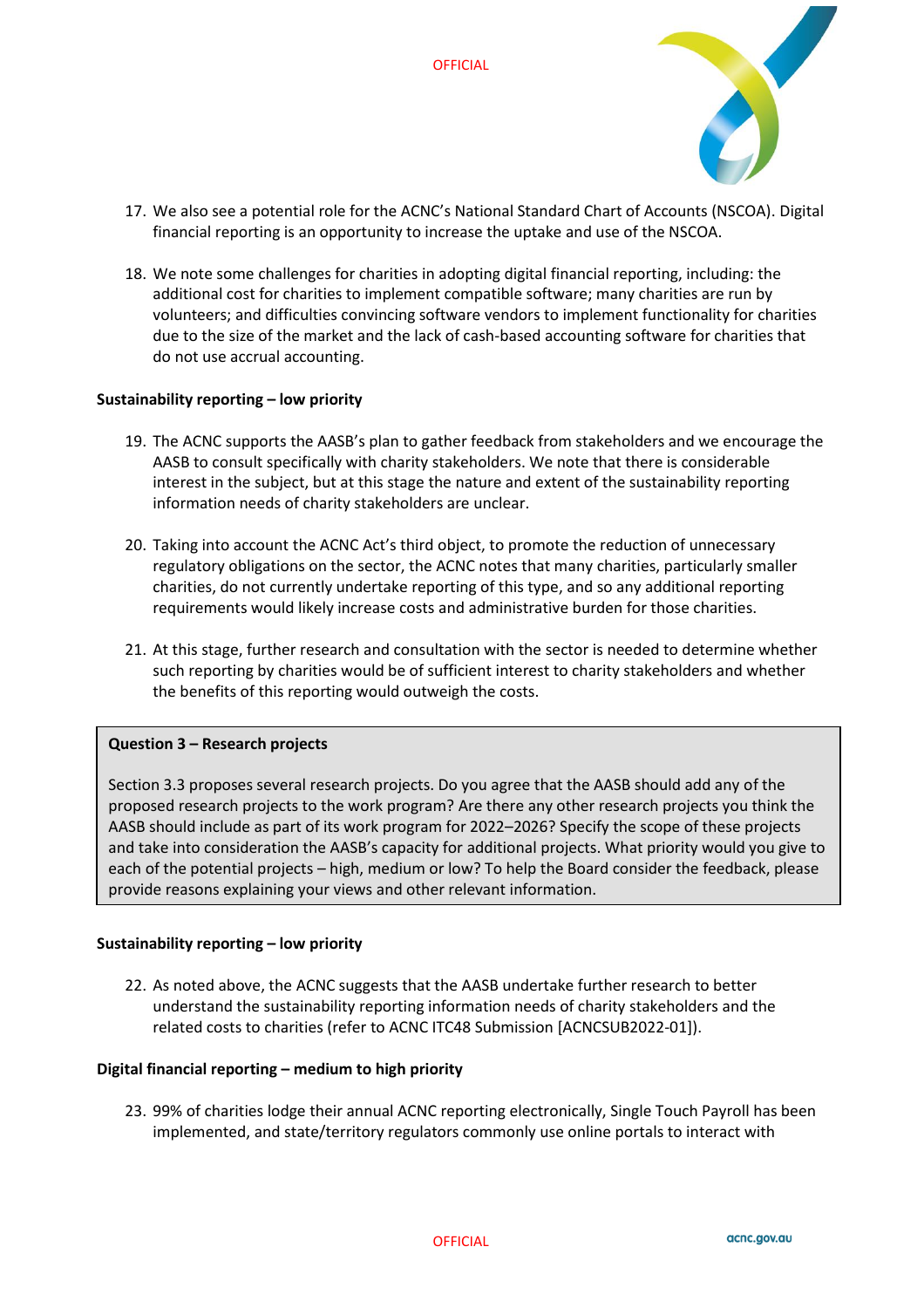17. We also see a potential role for the ACNC's National Standard Chart of Accounts (NSCOA). Digital financial reporting is an opportunity to increase the uptake and use of the NSCOA.

18. We note some challenges for charities in adopting digital financial reporting, including: the additional cost for charities to implement compatible software; many charities are run by volunteers; and difficulties convincing software vendors to implement functionality for charities due to the size of the market and the lack of cash-based accounting software for charities that do not use accrual accounting.

**Sustainability reporting – low priority**

19. The ACNC supports the AASB's plan to gather feedback from stakeholders and we encourage the AASB to consult specifically with charity stakeholders. We note that there is considerable interest in the subject, but at this stage the nature and extent of the sustainability reporting information needs of charity stakeholders are unclear.

20. Taking into account the ACNC Act's third object, to promote the reduction of unnecessary regulatory obligations on the sector, the ACNC notes that many charities, particularly smaller charities, do not currently undertake reporting of this type, and so any additional reporting requirements would likely increase costs and administrative burden for those charities.

21. At this stage, further research and consultation with the sector is needed to determine whether such reporting by charities would be of sufficient interest to charity stakeholders and whether the benefits of this reporting would outweigh the costs.

> **Question 3 – Research projects**
>
> Section 3.3 proposes several research projects. Do you agree that the AASB should add any of the proposed research projects to the work program? Are there any other research projects you think the AASB should include as part of its work program for 2022–2026? Specify the scope of these projects and take into consideration the AASB's capacity for additional projects. What priority would you give to each of the potential projects – high, medium or low? To help the Board consider the feedback, please provide reasons explaining your views and other relevant information.

**Sustainability reporting – low priority**

22. As noted above, the ACNC suggests that the AASB undertake further research to better understand the sustainability reporting information needs of charity stakeholders and the related costs to charities (refer to ACNC ITC48 Submission [ACNCSUB2022-01]).

**Digital financial reporting – medium to high priority**

23. 99% of charities lodge their annual ACNC reporting electronically, Single Touch Payroll has been implemented, and state/territory regulators commonly use online portals to interact with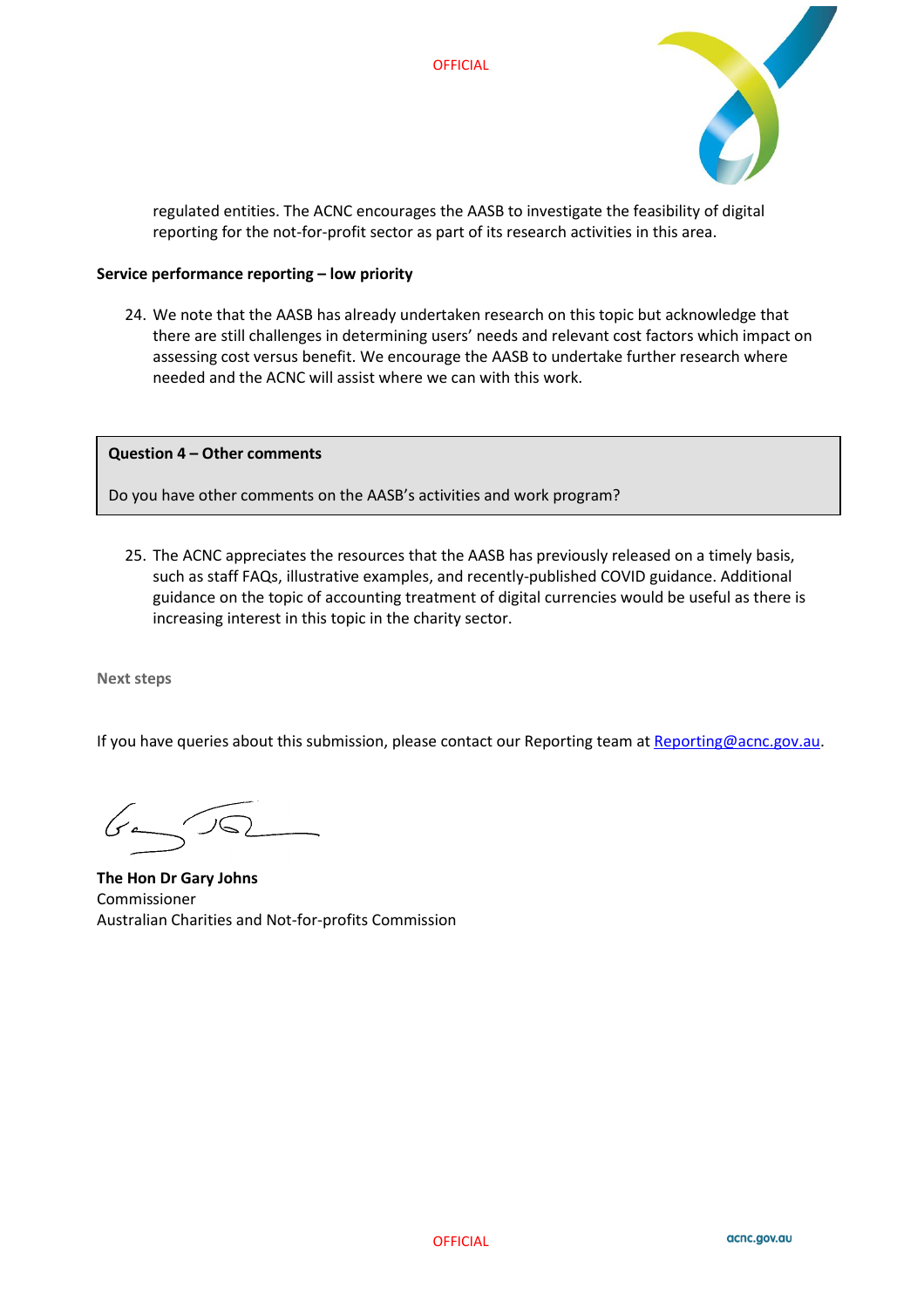regulated entities. The ACNC encourages the AASB to investigate the feasibility of digital reporting for the not-for-profit sector as part of its research activities in this area.

**Service performance reporting – low priority**

24. We note that the AASB has already undertaken research on this topic but acknowledge that there are still challenges in determining users' needs and relevant cost factors which impact on assessing cost versus benefit. We encourage the AASB to undertake further research where needed and the ACNC will assist where we can with this work.

**Question 4 – Other comments**

Do you have other comments on the AASB's activities and work program?

25. The ACNC appreciates the resources that the AASB has previously released on a timely basis, such as staff FAQs, illustrative examples, and recently-published COVID guidance. Additional guidance on the topic of accounting treatment of digital currencies would be useful as there is increasing interest in this topic in the charity sector.

**Next steps**

If you have queries about this submission, please contact our Reporting team at [Reporting@acnc.gov.au](mailto:Reporting@acnc.gov.au).

**The Hon Dr Gary Johns**
Commissioner
Australian Charities and Not-for-profits Commission